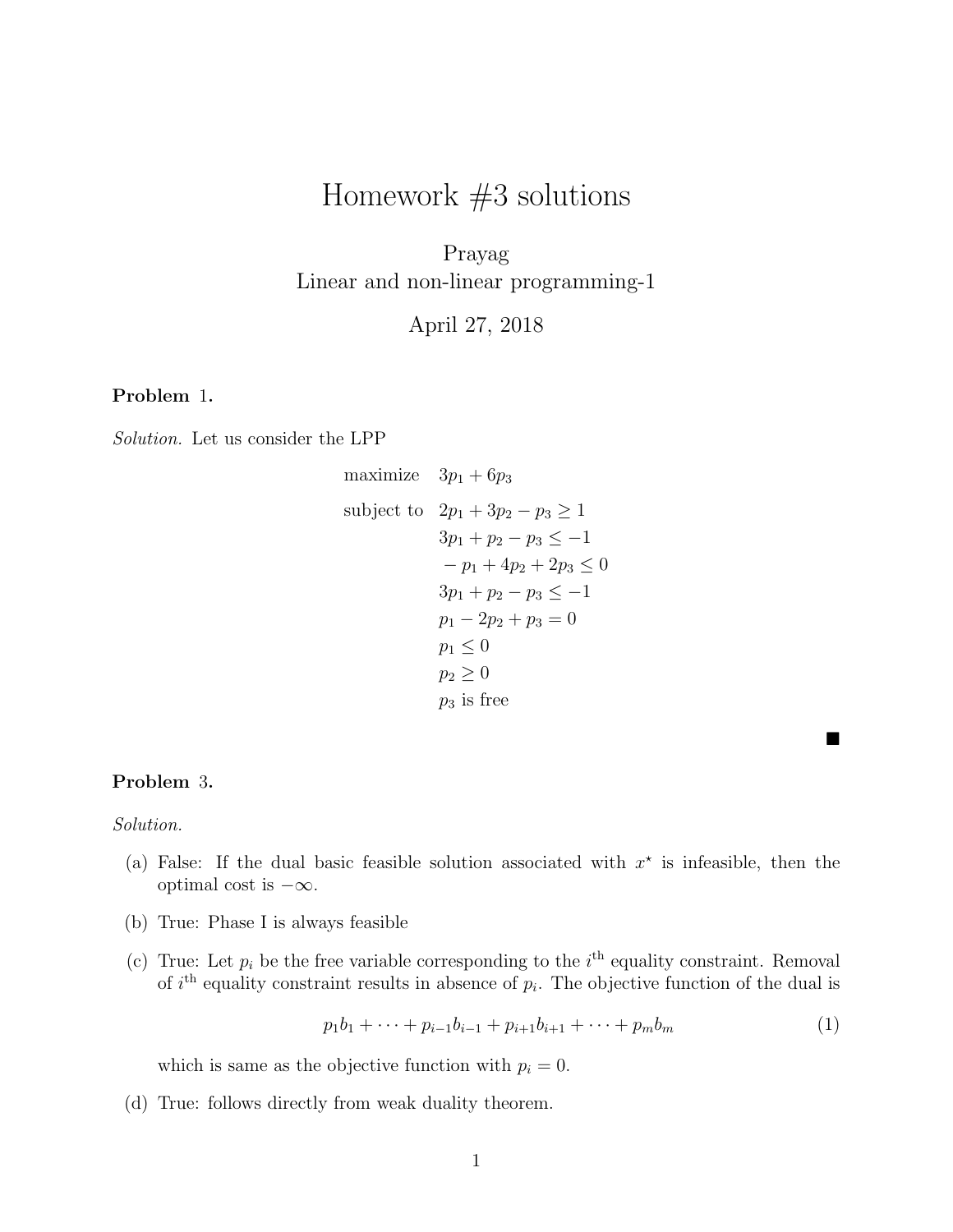# Homework #3 solutions

Prayag
Linear and non-linear programming-1

April 27, 2018

**Problem 1.**

*Solution.* Let us consider the LPP

$$
\begin{aligned}
\text{maximize} \quad & 3p_1 + 6p_3 \\
\text{subject to} \quad & 2p_1 + 3p_2 - p_3 \geq 1 \\
& 3p_1 + p_2 - p_3 \leq -1 \\
& -p_1 + 4p_2 + 2p_3 \leq 0 \\
& 3p_1 + p_2 - p_3 \leq -1 \\
& p_1 - 2p_2 + p_3 = 0 \\
& p_1 \leq 0 \\
& p_2 \geq 0 \\
& p_3 \text{ is free}
\end{aligned}
$$

■

**Problem 3.**

*Solution.*

(a) False: If the dual basic feasible solution associated with $x^\star$ is infeasible, then the optimal cost is $-\infty$.

(b) True: Phase I is always feasible

(c) True: Let $p_i$ be the free variable corresponding to the $i^{\text{th}}$ equality constraint. Removal of $i^{\text{th}}$ equality constraint results in absence of $p_i$. The objective function of the dual is

$$p_1 b_1 + \cdots + p_{i-1} b_{i-1} + p_{i+1} b_{i+1} + \cdots + p_m b_m \tag{1}$$

which is same as the objective function with $p_i = 0$.

(d) True: follows directly from weak duality theorem.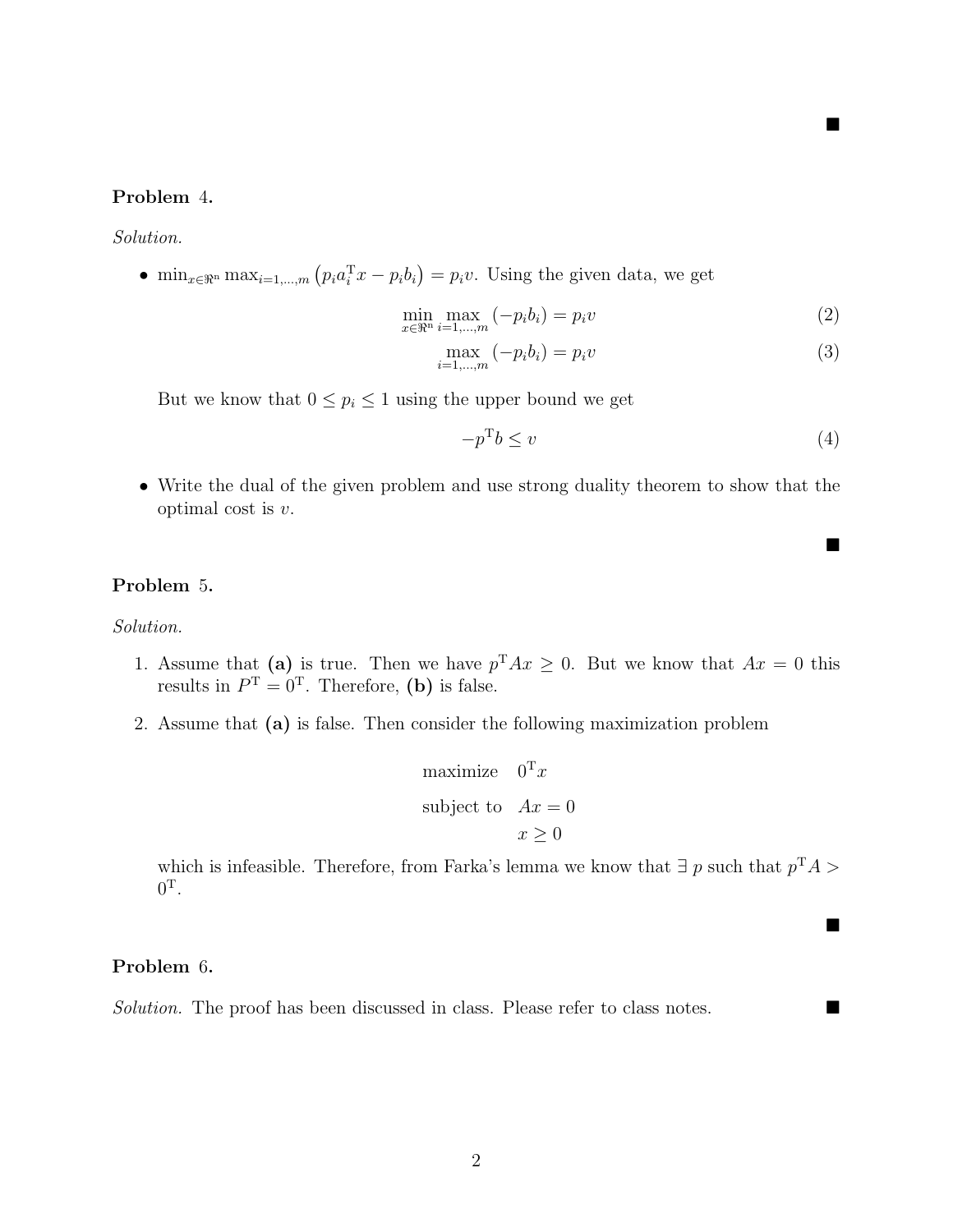■

**Problem** 4.

*Solution.*

- $\min_{x\in\Re^n} \max_{i=1,\ldots,m} \left(p_i a_i^{\mathrm{T}} x - p_i b_i\right) = p_i v$. Using the given data, we get

$$\min_{x\in\Re^n} \max_{i=1,\ldots,m} (-p_i b_i) = p_i v \tag{2}$$

$$\max_{i=1,\ldots,m} (-p_i b_i) = p_i v \tag{3}$$

  But we know that $0 \leq p_i \leq 1$ using the upper bound we get

$$-p^{\mathrm{T}} b \leq v \tag{4}$$

- Write the dual of the given problem and use strong duality theorem to show that the optimal cost is $v$.

■

**Problem** 5.

*Solution.*

1. Assume that **(a)** is true. Then we have $p^{\mathrm{T}} A x \geq 0$. But we know that $Ax = 0$ this results in $P^{\mathrm{T}} = 0^{\mathrm{T}}$. Therefore, **(b)** is false.

2. Assume that **(a)** is false. Then consider the following maximization problem

$$\begin{aligned} \text{maximize} \quad & 0^{\mathrm{T}} x \\ \text{subject to} \quad & Ax = 0 \\ & x \geq 0 \end{aligned}$$

   which is infeasible. Therefore, from Farka's lemma we know that $\exists\ p$ such that $p^{\mathrm{T}} A > 0^{\mathrm{T}}$.

■

**Problem** 6.

*Solution.* The proof has been discussed in class. Please refer to class notes. ■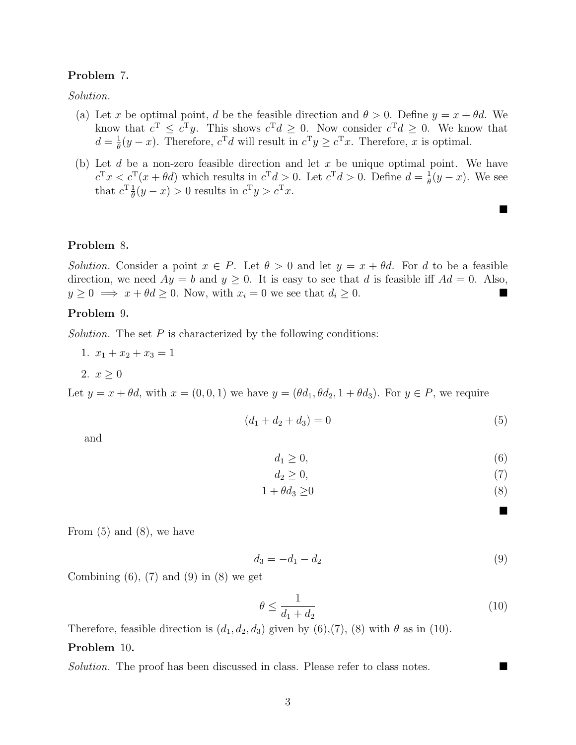**Problem 7.**

*Solution.*

(a) Let $x$ be optimal point, $d$ be the feasible direction and $\theta > 0$. Define $y = x + \theta d$. We know that $c^{\mathrm{T}} \leq c^{\mathrm{T}} y$. This shows $c^{\mathrm{T}} d \geq 0$. Now consider $c^{\mathrm{T}} d \geq 0$. We know that $d = \frac{1}{\theta}(y - x)$. Therefore, $c^{\mathrm{T}} d$ will result in $c^{\mathrm{T}} y \geq c^{\mathrm{T}} x$. Therefore, $x$ is optimal.

(b) Let $d$ be a non-zero feasible direction and let $x$ be unique optimal point. We have $c^{\mathrm{T}} x < c^{\mathrm{T}}(x + \theta d)$ which results in $c^{\mathrm{T}} d > 0$. Let $c^{\mathrm{T}} d > 0$. Define $d = \frac{1}{\theta}(y - x)$. We see that $c^{\mathrm{T}} \frac{1}{\theta}(y - x) > 0$ results in $c^{\mathrm{T}} y > c^{\mathrm{T}} x$.

∎

**Problem 8.**

*Solution.* Consider a point $x \in P$. Let $\theta > 0$ and let $y = x + \theta d$. For $d$ to be a feasible direction, we need $Ay = b$ and $y \geq 0$. It is easy to see that $d$ is feasible iff $Ad = 0$. Also, $y \geq 0 \implies x + \theta d \geq 0$. Now, with $x_i = 0$ we see that $d_i \geq 0$. ∎

**Problem 9.**

*Solution.* The set $P$ is characterized by the following conditions:

1. $x_1 + x_2 + x_3 = 1$
2. $x \geq 0$

Let $y = x + \theta d$, with $x = (0, 0, 1)$ we have $y = (\theta d_1, \theta d_2, 1 + \theta d_3)$. For $y \in P$, we require

$$(d_1 + d_2 + d_3) = 0 \tag{5}$$

and

$$d_1 \geq 0, \tag{6}$$
$$d_2 \geq 0, \tag{7}$$
$$1 + \theta d_3 \geq 0 \tag{8}$$

∎

From (5) and (8), we have

$$d_3 = -d_1 - d_2 \tag{9}$$

Combining (6), (7) and (9) in (8) we get

$$\theta \leq \frac{1}{d_1 + d_2} \tag{10}$$

Therefore, feasible direction is $(d_1, d_2, d_3)$ given by (6),(7), (8) with $\theta$ as in (10).

**Problem 10.**

*Solution.* The proof has been discussed in class. Please refer to class notes. ∎